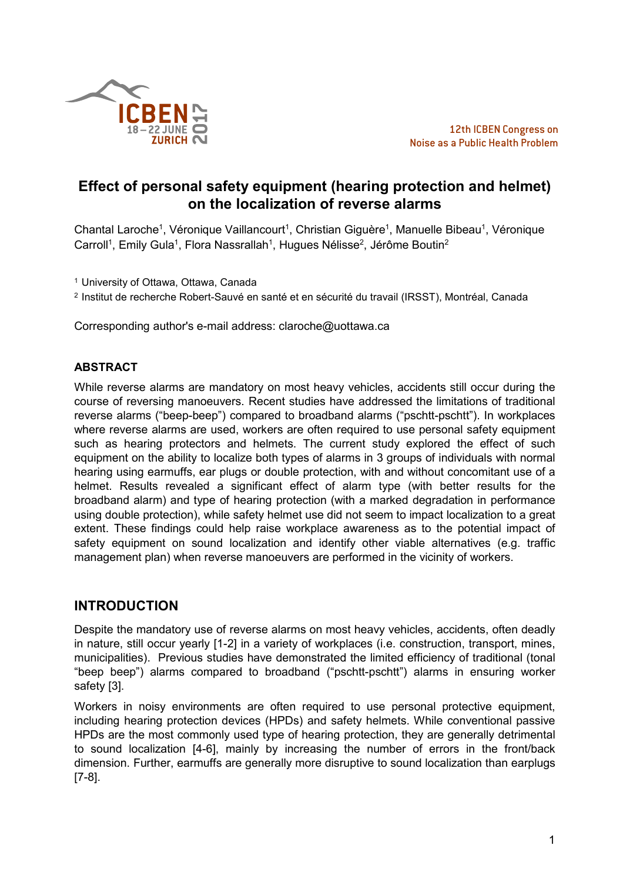12th ICBEN Congress on Noise as a Public Health Problem

# Effect of personal safety equipment (hearing protection and helmet) on the localization of reverse alarms

Chantal Laroche[1], Véronique Vaillancourt[1], Christian Giguère[1], Manuelle Bibeau[1], Véronique Carroll[1], Emily Gula[1], Flora Nassrallah[1], Hugues Nélisse[2], Jérôme Boutin[2]

[1] University of Ottawa, Ottawa, Canada

[2] Institut de recherche Robert-Sauvé en santé et en sécurité du travail (IRSST), Montréal, Canada

Corresponding author's e-mail address: claroche@uottawa.ca

## ABSTRACT

While reverse alarms are mandatory on most heavy vehicles, accidents still occur during the course of reversing manoeuvers. Recent studies have addressed the limitations of traditional reverse alarms ("beep-beep") compared to broadband alarms ("pschtt-pschtt"). In workplaces where reverse alarms are used, workers are often required to use personal safety equipment such as hearing protectors and helmets. The current study explored the effect of such equipment on the ability to localize both types of alarms in 3 groups of individuals with normal hearing using earmuffs, ear plugs or double protection, with and without concomitant use of a helmet. Results revealed a significant effect of alarm type (with better results for the broadband alarm) and type of hearing protection (with a marked degradation in performance using double protection), while safety helmet use did not seem to impact localization to a great extent. These findings could help raise workplace awareness as to the potential impact of safety equipment on sound localization and identify other viable alternatives (e.g. traffic management plan) when reverse manoeuvers are performed in the vicinity of workers.

## INTRODUCTION

Despite the mandatory use of reverse alarms on most heavy vehicles, accidents, often deadly in nature, still occur yearly [1-2] in a variety of workplaces (i.e. construction, transport, mines, municipalities). Previous studies have demonstrated the limited efficiency of traditional (tonal "beep beep") alarms compared to broadband ("pschtt-pschtt") alarms in ensuring worker safety [3].

Workers in noisy environments are often required to use personal protective equipment, including hearing protection devices (HPDs) and safety helmets. While conventional passive HPDs are the most commonly used type of hearing protection, they are generally detrimental to sound localization [4-6], mainly by increasing the number of errors in the front/back dimension. Further, earmuffs are generally more disruptive to sound localization than earplugs [7-8].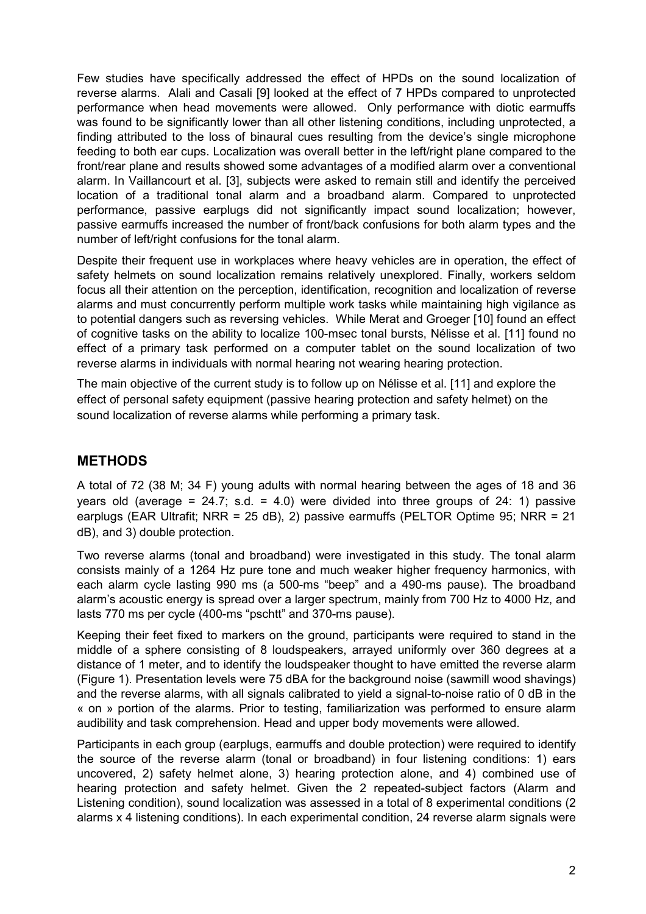Few studies have specifically addressed the effect of HPDs on the sound localization of reverse alarms. Alali and Casali [9] looked at the effect of 7 HPDs compared to unprotected performance when head movements were allowed. Only performance with diotic earmuffs was found to be significantly lower than all other listening conditions, including unprotected, a finding attributed to the loss of binaural cues resulting from the device's single microphone feeding to both ear cups. Localization was overall better in the left/right plane compared to the front/rear plane and results showed some advantages of a modified alarm over a conventional alarm. In Vaillancourt et al. [3], subjects were asked to remain still and identify the perceived location of a traditional tonal alarm and a broadband alarm. Compared to unprotected performance, passive earplugs did not significantly impact sound localization; however, passive earmuffs increased the number of front/back confusions for both alarm types and the number of left/right confusions for the tonal alarm.

Despite their frequent use in workplaces where heavy vehicles are in operation, the effect of safety helmets on sound localization remains relatively unexplored. Finally, workers seldom focus all their attention on the perception, identification, recognition and localization of reverse alarms and must concurrently perform multiple work tasks while maintaining high vigilance as to potential dangers such as reversing vehicles. While Merat and Groeger [10] found an effect of cognitive tasks on the ability to localize 100-msec tonal bursts, Nélisse et al. [11] found no effect of a primary task performed on a computer tablet on the sound localization of two reverse alarms in individuals with normal hearing not wearing hearing protection.

The main objective of the current study is to follow up on Nélisse et al. [11] and explore the effect of personal safety equipment (passive hearing protection and safety helmet) on the sound localization of reverse alarms while performing a primary task.

## METHODS

A total of 72 (38 M; 34 F) young adults with normal hearing between the ages of 18 and 36 years old (average = 24.7; s.d. = 4.0) were divided into three groups of 24: 1) passive earplugs (EAR Ultrafit; NRR = 25 dB), 2) passive earmuffs (PELTOR Optime 95; NRR = 21 dB), and 3) double protection.

Two reverse alarms (tonal and broadband) were investigated in this study. The tonal alarm consists mainly of a 1264 Hz pure tone and much weaker higher frequency harmonics, with each alarm cycle lasting 990 ms (a 500-ms "beep" and a 490-ms pause). The broadband alarm's acoustic energy is spread over a larger spectrum, mainly from 700 Hz to 4000 Hz, and lasts 770 ms per cycle (400-ms "pschtt" and 370-ms pause).

Keeping their feet fixed to markers on the ground, participants were required to stand in the middle of a sphere consisting of 8 loudspeakers, arrayed uniformly over 360 degrees at a distance of 1 meter, and to identify the loudspeaker thought to have emitted the reverse alarm (Figure 1). Presentation levels were 75 dBA for the background noise (sawmill wood shavings) and the reverse alarms, with all signals calibrated to yield a signal-to-noise ratio of 0 dB in the « on » portion of the alarms. Prior to testing, familiarization was performed to ensure alarm audibility and task comprehension. Head and upper body movements were allowed.

Participants in each group (earplugs, earmuffs and double protection) were required to identify the source of the reverse alarm (tonal or broadband) in four listening conditions: 1) ears uncovered, 2) safety helmet alone, 3) hearing protection alone, and 4) combined use of hearing protection and safety helmet. Given the 2 repeated-subject factors (Alarm and Listening condition), sound localization was assessed in a total of 8 experimental conditions (2 alarms x 4 listening conditions). In each experimental condition, 24 reverse alarm signals were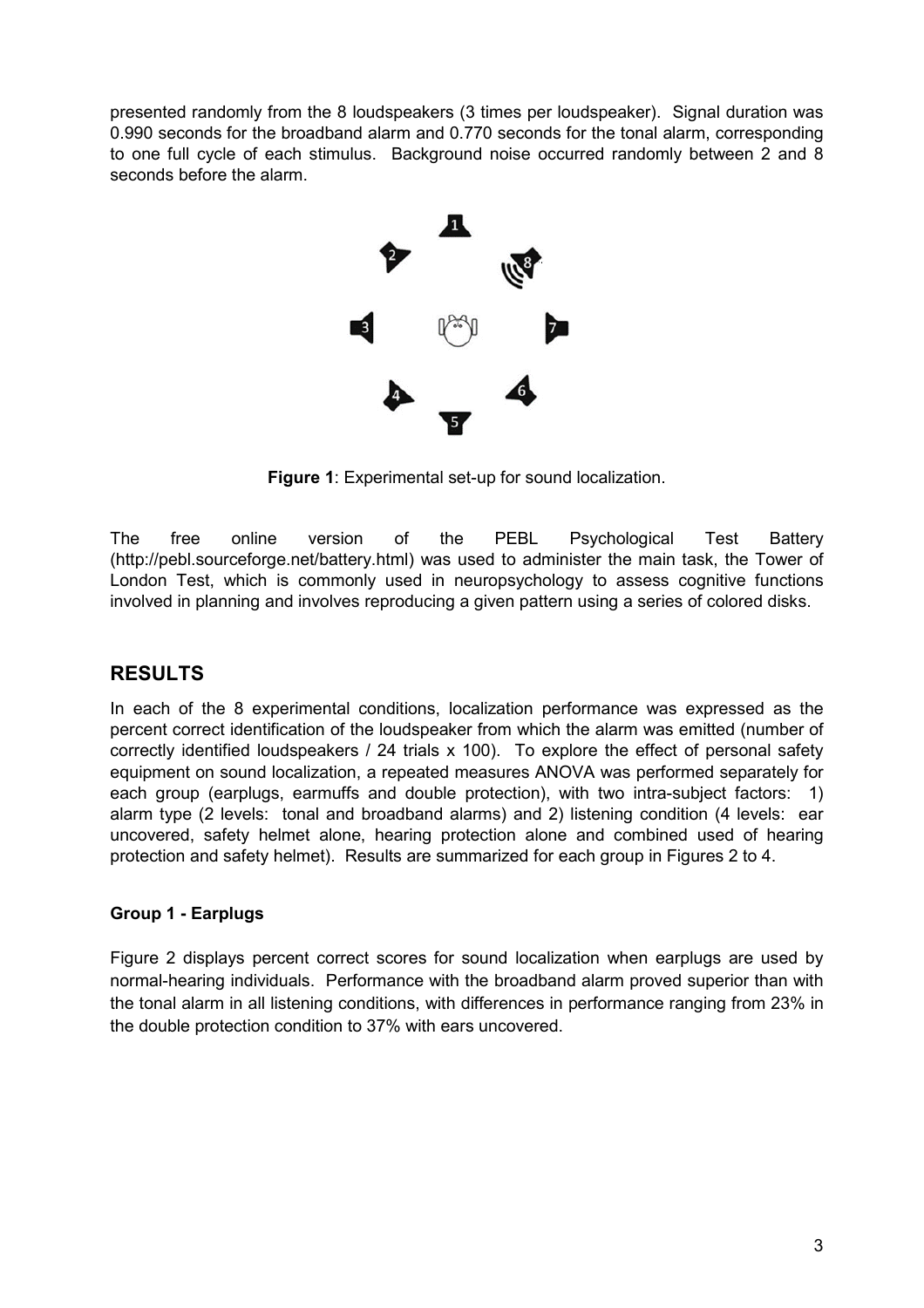presented randomly from the 8 loudspeakers (3 times per loudspeaker). Signal duration was 0.990 seconds for the broadband alarm and 0.770 seconds for the tonal alarm, corresponding to one full cycle of each stimulus. Background noise occurred randomly between 2 and 8 seconds before the alarm.

**Figure 1**: Experimental set-up for sound localization.

The free online version of the PEBL Psychological Test Battery (http://pebl.sourceforge.net/battery.html) was used to administer the main task, the Tower of London Test, which is commonly used in neuropsychology to assess cognitive functions involved in planning and involves reproducing a given pattern using a series of colored disks.

## RESULTS

In each of the 8 experimental conditions, localization performance was expressed as the percent correct identification of the loudspeaker from which the alarm was emitted (number of correctly identified loudspeakers / 24 trials x 100). To explore the effect of personal safety equipment on sound localization, a repeated measures ANOVA was performed separately for each group (earplugs, earmuffs and double protection), with two intra-subject factors: 1) alarm type (2 levels: tonal and broadband alarms) and 2) listening condition (4 levels: ear uncovered, safety helmet alone, hearing protection alone and combined used of hearing protection and safety helmet). Results are summarized for each group in Figures 2 to 4.

### Group 1 - Earplugs

Figure 2 displays percent correct scores for sound localization when earplugs are used by normal-hearing individuals. Performance with the broadband alarm proved superior than with the tonal alarm in all listening conditions, with differences in performance ranging from 23% in the double protection condition to 37% with ears uncovered.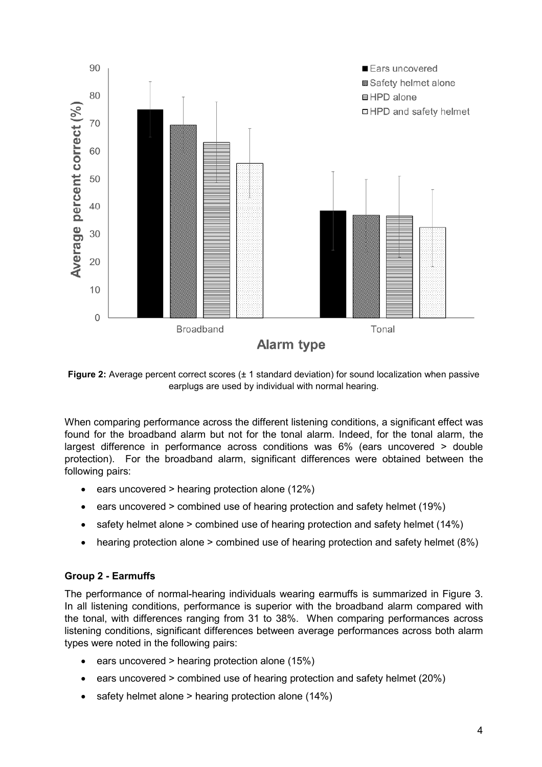**Figure 2:** Average percent correct scores (± 1 standard deviation) for sound localization when passive earplugs are used by individual with normal hearing.

When comparing performance across the different listening conditions, a significant effect was found for the broadband alarm but not for the tonal alarm. Indeed, for the tonal alarm, the largest difference in performance across conditions was 6% (ears uncovered > double protection). For the broadband alarm, significant differences were obtained between the following pairs:

- ears uncovered > hearing protection alone (12%)
- ears uncovered > combined use of hearing protection and safety helmet (19%)
- safety helmet alone > combined use of hearing protection and safety helmet (14%)
- hearing protection alone > combined use of hearing protection and safety helmet (8%)

**Group 2 - Earmuffs**

The performance of normal-hearing individuals wearing earmuffs is summarized in Figure 3. In all listening conditions, performance is superior with the broadband alarm compared with the tonal, with differences ranging from 31 to 38%. When comparing performances across listening conditions, significant differences between average performances across both alarm types were noted in the following pairs:

- ears uncovered > hearing protection alone (15%)
- ears uncovered > combined use of hearing protection and safety helmet (20%)
- safety helmet alone > hearing protection alone (14%)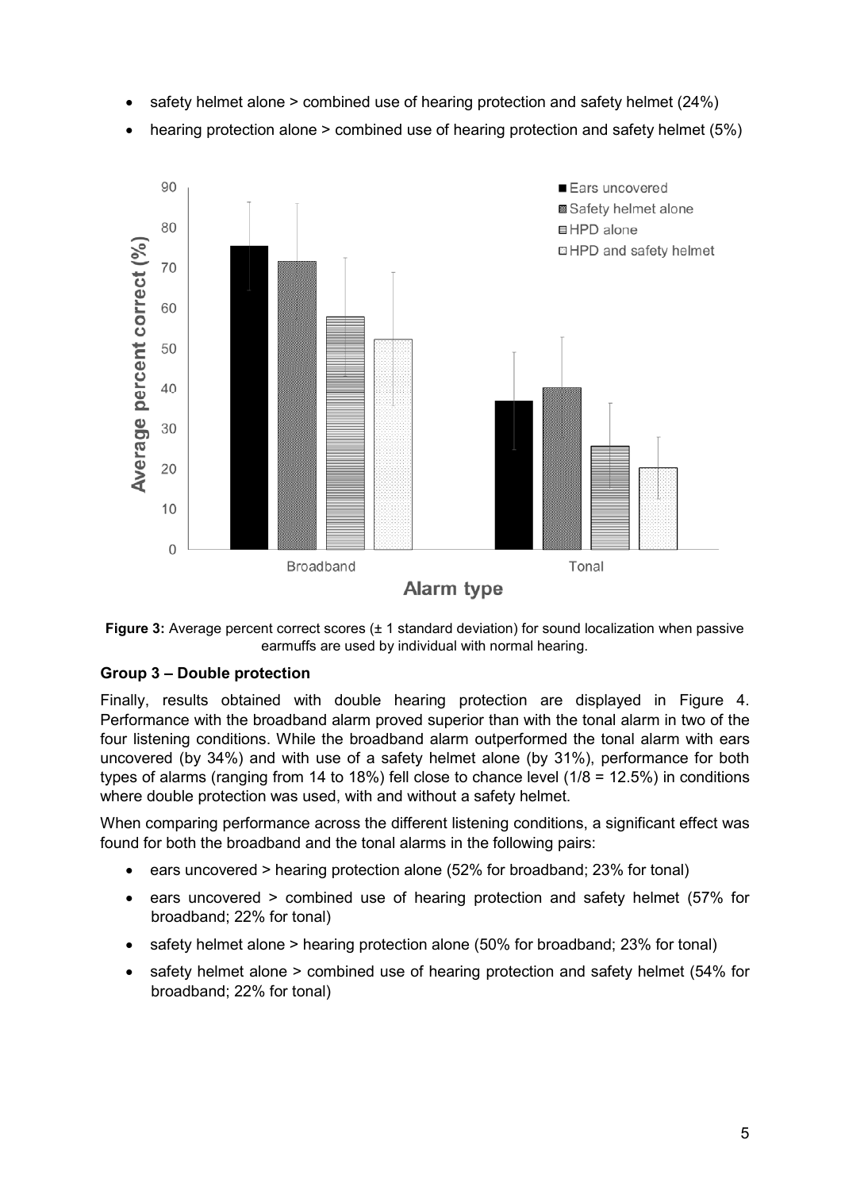- safety helmet alone > combined use of hearing protection and safety helmet (24%)
- hearing protection alone > combined use of hearing protection and safety helmet (5%)

**Figure 3:** Average percent correct scores (± 1 standard deviation) for sound localization when passive earmuffs are used by individual with normal hearing.

**Group 3 – Double protection**

Finally, results obtained with double hearing protection are displayed in Figure 4. Performance with the broadband alarm proved superior than with the tonal alarm in two of the four listening conditions. While the broadband alarm outperformed the tonal alarm with ears uncovered (by 34%) and with use of a safety helmet alone (by 31%), performance for both types of alarms (ranging from 14 to 18%) fell close to chance level (1/8 = 12.5%) in conditions where double protection was used, with and without a safety helmet.

When comparing performance across the different listening conditions, a significant effect was found for both the broadband and the tonal alarms in the following pairs:

- ears uncovered > hearing protection alone (52% for broadband; 23% for tonal)
- ears uncovered > combined use of hearing protection and safety helmet (57% for broadband; 22% for tonal)
- safety helmet alone > hearing protection alone (50% for broadband; 23% for tonal)
- safety helmet alone > combined use of hearing protection and safety helmet (54% for broadband; 22% for tonal)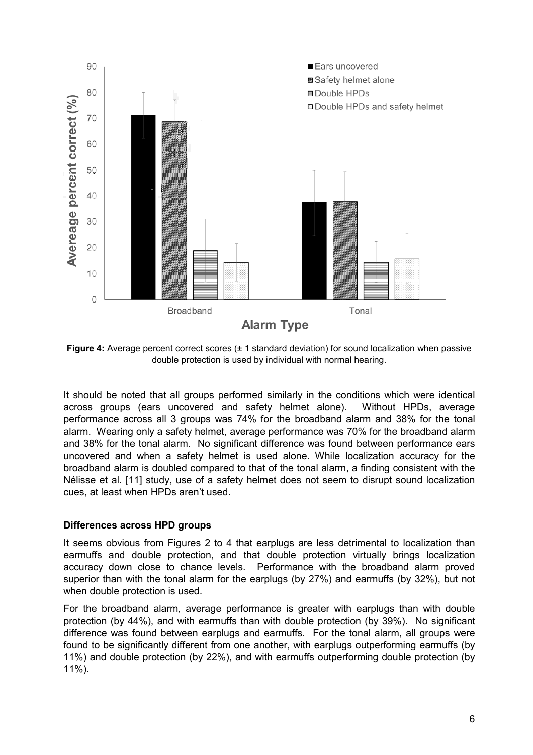**Figure 4:** Average percent correct scores (± 1 standard deviation) for sound localization when passive double protection is used by individual with normal hearing.

It should be noted that all groups performed similarly in the conditions which were identical across groups (ears uncovered and safety helmet alone). Without HPDs, average performance across all 3 groups was 74% for the broadband alarm and 38% for the tonal alarm. Wearing only a safety helmet, average performance was 70% for the broadband alarm and 38% for the tonal alarm. No significant difference was found between performance ears uncovered and when a safety helmet is used alone. While localization accuracy for the broadband alarm is doubled compared to that of the tonal alarm, a finding consistent with the Nélisse et al. [11] study, use of a safety helmet does not seem to disrupt sound localization cues, at least when HPDs aren't used.

**Differences across HPD groups**

It seems obvious from Figures 2 to 4 that earplugs are less detrimental to localization than earmuffs and double protection, and that double protection virtually brings localization accuracy down close to chance levels. Performance with the broadband alarm proved superior than with the tonal alarm for the earplugs (by 27%) and earmuffs (by 32%), but not when double protection is used.

For the broadband alarm, average performance is greater with earplugs than with double protection (by 44%), and with earmuffs than with double protection (by 39%). No significant difference was found between earplugs and earmuffs. For the tonal alarm, all groups were found to be significantly different from one another, with earplugs outperforming earmuffs (by 11%) and double protection (by 22%), and with earmuffs outperforming double protection (by 11%).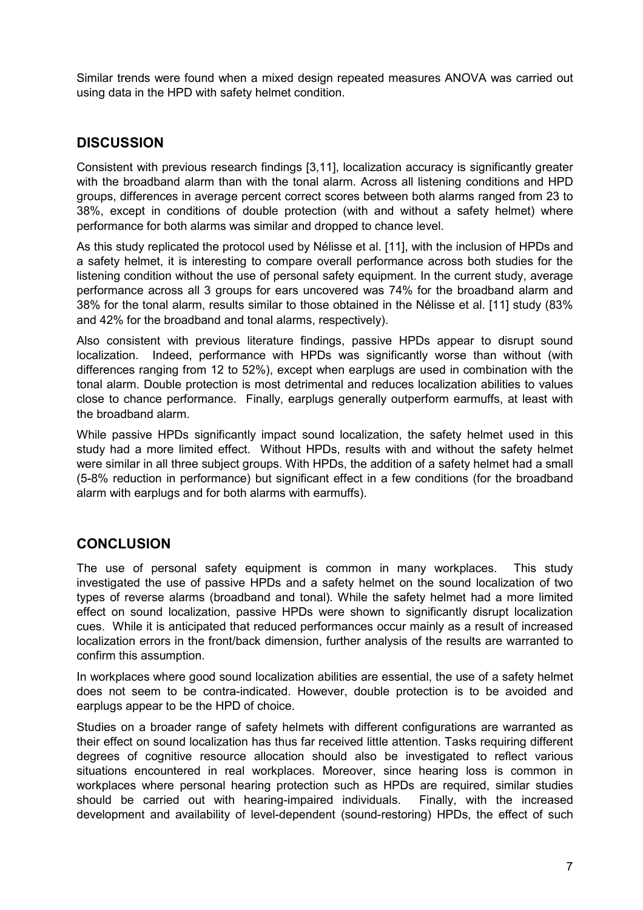Similar trends were found when a mixed design repeated measures ANOVA was carried out using data in the HPD with safety helmet condition.

## DISCUSSION

Consistent with previous research findings [3,11], localization accuracy is significantly greater with the broadband alarm than with the tonal alarm. Across all listening conditions and HPD groups, differences in average percent correct scores between both alarms ranged from 23 to 38%, except in conditions of double protection (with and without a safety helmet) where performance for both alarms was similar and dropped to chance level.

As this study replicated the protocol used by Nélisse et al. [11], with the inclusion of HPDs and a safety helmet, it is interesting to compare overall performance across both studies for the listening condition without the use of personal safety equipment. In the current study, average performance across all 3 groups for ears uncovered was 74% for the broadband alarm and 38% for the tonal alarm, results similar to those obtained in the Nélisse et al. [11] study (83% and 42% for the broadband and tonal alarms, respectively).

Also consistent with previous literature findings, passive HPDs appear to disrupt sound localization. Indeed, performance with HPDs was significantly worse than without (with differences ranging from 12 to 52%), except when earplugs are used in combination with the tonal alarm. Double protection is most detrimental and reduces localization abilities to values close to chance performance. Finally, earplugs generally outperform earmuffs, at least with the broadband alarm.

While passive HPDs significantly impact sound localization, the safety helmet used in this study had a more limited effect. Without HPDs, results with and without the safety helmet were similar in all three subject groups. With HPDs, the addition of a safety helmet had a small (5-8% reduction in performance) but significant effect in a few conditions (for the broadband alarm with earplugs and for both alarms with earmuffs).

## CONCLUSION

The use of personal safety equipment is common in many workplaces. This study investigated the use of passive HPDs and a safety helmet on the sound localization of two types of reverse alarms (broadband and tonal). While the safety helmet had a more limited effect on sound localization, passive HPDs were shown to significantly disrupt localization cues. While it is anticipated that reduced performances occur mainly as a result of increased localization errors in the front/back dimension, further analysis of the results are warranted to confirm this assumption.

In workplaces where good sound localization abilities are essential, the use of a safety helmet does not seem to be contra-indicated. However, double protection is to be avoided and earplugs appear to be the HPD of choice.

Studies on a broader range of safety helmets with different configurations are warranted as their effect on sound localization has thus far received little attention. Tasks requiring different degrees of cognitive resource allocation should also be investigated to reflect various situations encountered in real workplaces. Moreover, since hearing loss is common in workplaces where personal hearing protection such as HPDs are required, similar studies should be carried out with hearing-impaired individuals. Finally, with the increased development and availability of level-dependent (sound-restoring) HPDs, the effect of such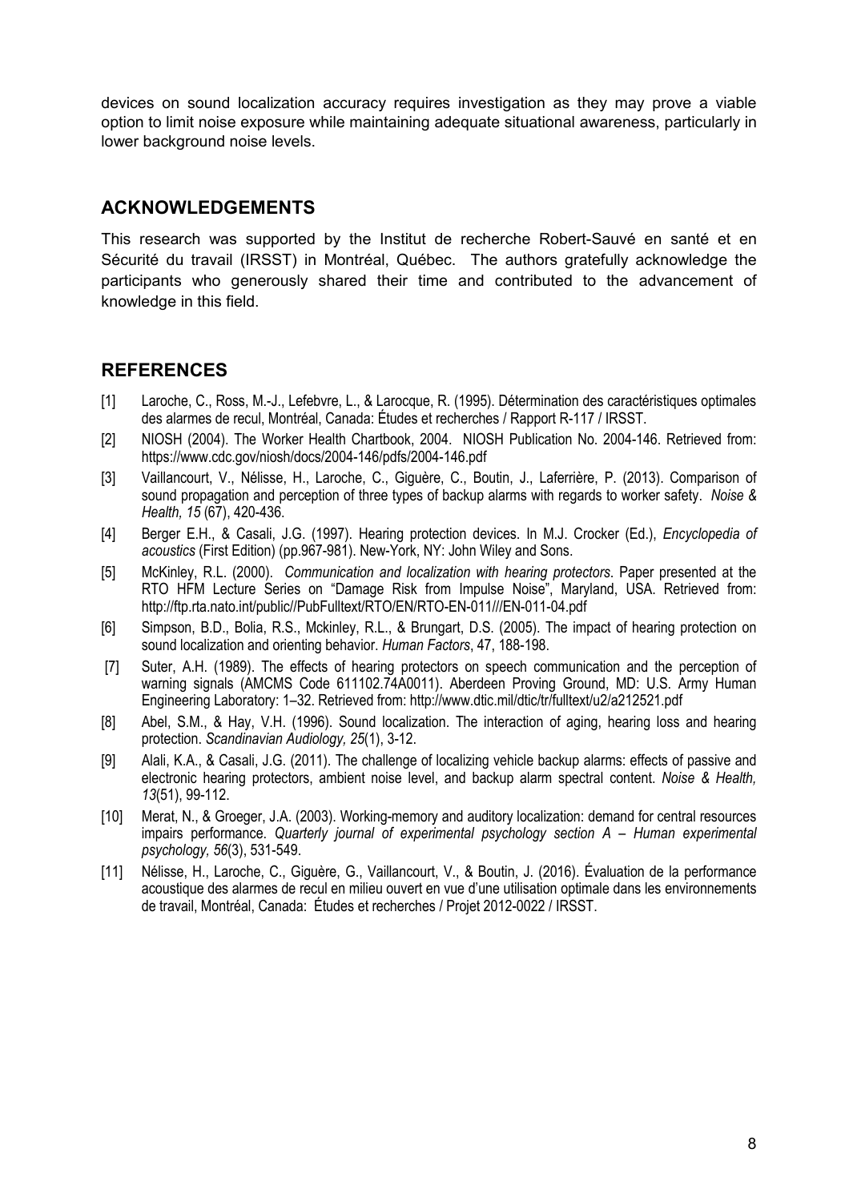devices on sound localization accuracy requires investigation as they may prove a viable option to limit noise exposure while maintaining adequate situational awareness, particularly in lower background noise levels.

## ACKNOWLEDGEMENTS

This research was supported by the Institut de recherche Robert-Sauvé en santé et en Sécurité du travail (IRSST) in Montréal, Québec. The authors gratefully acknowledge the participants who generously shared their time and contributed to the advancement of knowledge in this field.

## REFERENCES

[1] Laroche, C., Ross, M.-J., Lefebvre, L., & Larocque, R. (1995). Détermination des caractéristiques optimales des alarmes de recul, Montréal, Canada: Études et recherches / Rapport R-117 / IRSST.

[2] NIOSH (2004). The Worker Health Chartbook, 2004. NIOSH Publication No. 2004-146. Retrieved from: https://www.cdc.gov/niosh/docs/2004-146/pdfs/2004-146.pdf

[3] Vaillancourt, V., Nélisse, H., Laroche, C., Giguère, C., Boutin, J., Laferrière, P. (2013). Comparison of sound propagation and perception of three types of backup alarms with regards to worker safety. *Noise & Health, 15* (67), 420-436.

[4] Berger E.H., & Casali, J.G. (1997). Hearing protection devices. In M.J. Crocker (Ed.), *Encyclopedia of acoustics* (First Edition) (pp.967-981). New-York, NY: John Wiley and Sons.

[5] McKinley, R.L. (2000). *Communication and localization with hearing protectors*. Paper presented at the RTO HFM Lecture Series on "Damage Risk from Impulse Noise", Maryland, USA. Retrieved from: http://ftp.rta.nato.int/public//PubFulltext/RTO/EN/RTO-EN-011///EN-011-04.pdf

[6] Simpson, B.D., Bolia, R.S., Mckinley, R.L., & Brungart, D.S. (2005). The impact of hearing protection on sound localization and orienting behavior. *Human Factors*, 47, 188-198.

[7] Suter, A.H. (1989). The effects of hearing protectors on speech communication and the perception of warning signals (AMCMS Code 611102.74A0011). Aberdeen Proving Ground, MD: U.S. Army Human Engineering Laboratory: 1–32. Retrieved from: http://www.dtic.mil/dtic/tr/fulltext/u2/a212521.pdf

[8] Abel, S.M., & Hay, V.H. (1996). Sound localization. The interaction of aging, hearing loss and hearing protection. *Scandinavian Audiology, 25*(1), 3-12.

[9] Alali, K.A., & Casali, J.G. (2011). The challenge of localizing vehicle backup alarms: effects of passive and electronic hearing protectors, ambient noise level, and backup alarm spectral content. *Noise & Health, 13*(51), 99-112.

[10] Merat, N., & Groeger, J.A. (2003). Working-memory and auditory localization: demand for central resources impairs performance. *Quarterly journal of experimental psychology section A – Human experimental psychology, 56*(3), 531-549.

[11] Nélisse, H., Laroche, C., Giguère, G., Vaillancourt, V., & Boutin, J. (2016). Évaluation de la performance acoustique des alarmes de recul en milieu ouvert en vue d'une utilisation optimale dans les environnements de travail, Montréal, Canada: Études et recherches / Projet 2012-0022 / IRSST.